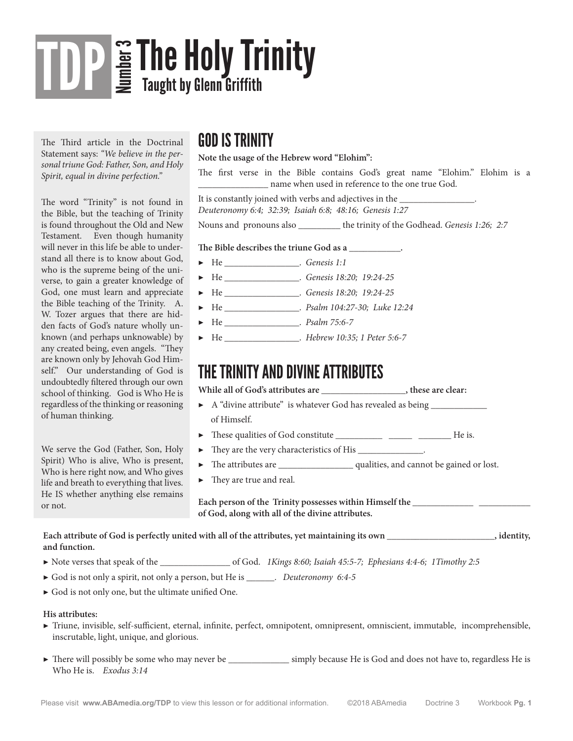# TDP Number 3 The Holy Trinity

**Taught by Glenn Griffith**

The Third article in the Doctrinal Statement says: "*We believe in the personal triune God: Father, Son, and Holy Spirit, equal in divine perfection.*"

The word "Trinity" is not found in the Bible, but the teaching of Trinity is found throughout the Old and New Testament. Even though humanity will never in this life be able to understand all there is to know about God, who is the supreme being of the universe, to gain a greater knowledge of God, one must learn and appreciate the Bible teaching of the Trinity. A. W. Tozer argues that there are hidden facts of God's nature wholly unknown (and perhaps unknowable) by any created being, even angels. "They are known only by Jehovah God Himself." Our understanding of God is undoubtedly filtered through our own school of thinking. God is Who He is regardless of the thinking or reasoning of human thinking.

We serve the God (Father, Son, Holy Spirit) Who is alive, Who is present, Who is here right now, and Who gives life and breath to everything that lives. He IS whether anything else remains or not.

## GOD IS TRINITY

**Note the usage of the Hebrew word "Elohim":**

The first verse in the Bible contains God's great name "Elohim." Elohim is a _______________ name when used in reference to the one true God.

It is constantly joined with verbs and adjectives in the ________________.
*Deuteronomy 6:4; 32:39; Isaiah 6:8; 48:16; Genesis 1:27*

Nouns and pronouns also _________ the trinity of the Godhead. *Genesis 1:26; 2:7*

**The Bible describes the triune God as a ___________.**

- He ________________. *Genesis 1:1*
- He ________________. *Genesis 18:20; 19:24-25*
- He ________________. *Genesis 18:20; 19:24-25*
- He ________________. *Psalm 104:27-30; Luke 12:24*
- He ________________. *Psalm 75:6-7*
- He ________________. *Hebrew 10:35; 1 Peter 5:6-7*

## THE TRINITY AND DIVINE ATTRIBUTES

**While all of God's attributes are __________________, these are clear:**

- A "divine attribute" is whatever God has revealed as being ____________ of Himself.
- These qualities of God constitute __________ _____ _______ He is.
- They are the very characteristics of His ______________.
- The attributes are ________________ qualities, and cannot be gained or lost.
- They are true and real.

**Each person of the Trinity possesses within Himself the _____________ ___________ of God, along with all of the divine attributes.**

**Each attribute of God is perfectly united with all of the attributes, yet maintaining its own _______________________, identity, and function.**

- Note verses that speak of the _______________ of God. *1Kings 8:60; Isaiah 45:5-7; Ephesians 4:4-6; 1Timothy 2:5*
- God is not only a spirit, not only a person, but He is ______. *Deuteronomy 6:4-5*
- God is not only one, but the ultimate unified One.

**His attributes:**

- Triune, invisible, self-sufficient, eternal, infinite, perfect, omnipotent, omnipresent, omniscient, immutable, incomprehensible, inscrutable, light, unique, and glorious.

- There will possibly be some who may never be _____________ simply because He is God and does not have to, regardless He is Who He is. *Exodus 3:14*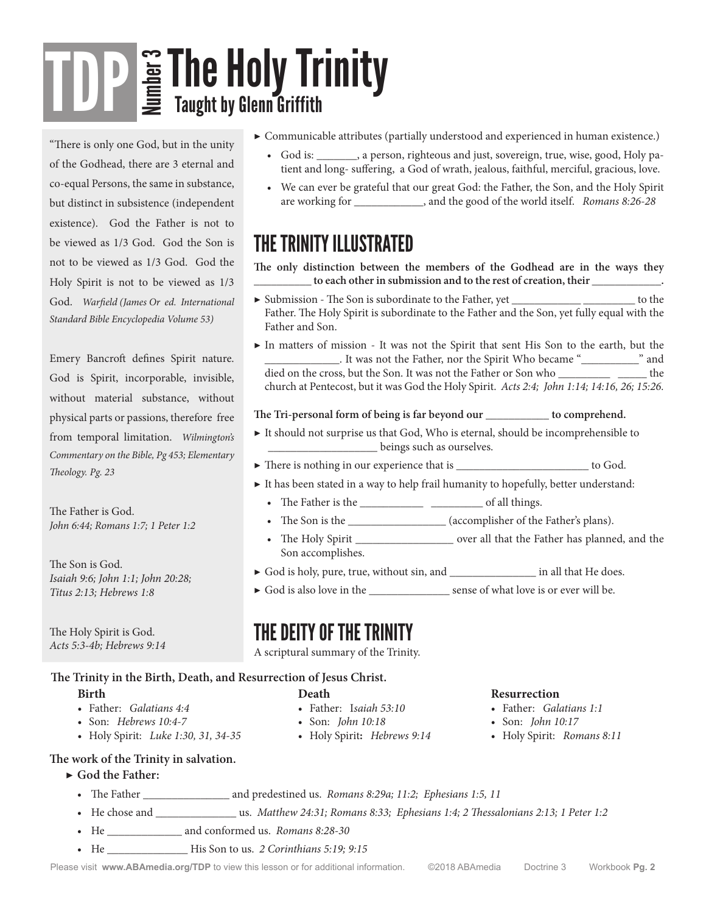# TDP Number 3 The Holy Trinity
## Taught by Glenn Griffith

"There is only one God, but in the unity of the Godhead, there are 3 eternal and co-equal Persons, the same in substance, but distinct in subsistence (independent existence). God the Father is not to be viewed as 1/3 God. God the Son is not to be viewed as 1/3 God. God the Holy Spirit is not to be viewed as 1/3 God. *Warfield (James Or ed. International Standard Bible Encyclopedia Volume 53)*

Emery Bancroft defines Spirit nature. God is Spirit, incorporable, invisible, without material substance, without physical parts or passions, therefore free from temporal limitation. *Wilmington's Commentary on the Bible, Pg 453; Elementary Theology. Pg. 23*

The Father is God.
*John 6:44; Romans 1:7; 1 Peter 1:2*

The Son is God.
*Isaiah 9:6; John 1:1; John 20:28; Titus 2:13; Hebrews 1:8*

The Holy Spirit is God.
*Acts 5:3-4b; Hebrews 9:14*

- Communicable attributes (partially understood and experienced in human existence.)
  - God is: _______, a person, righteous and just, sovereign, true, wise, good, Holy patient and long- suffering, a God of wrath, jealous, faithful, merciful, gracious, love.
  - We can ever be grateful that our great God: the Father, the Son, and the Holy Spirit are working for ____________, and the good of the world itself. *Romans 8:26-28*

## THE TRINITY ILLUSTRATED

**The only distinction between the members of the Godhead are in the ways they __________ to each other in submission and to the rest of creation, their ____________.**

- Submission - The Son is subordinate to the Father, yet ____________ _________ to the Father. The Holy Spirit is subordinate to the Father and the Son, yet fully equal with the Father and Son.
- In matters of mission - It was not the Spirit that sent His Son to the earth, but the _____________. It was not the Father, nor the Spirit Who became "__________" and died on the cross, but the Son. It was not the Father or Son who _________ _____ the church at Pentecost, but it was God the Holy Spirit. *Acts 2:4; John 1:14; 14:16, 26; 15:26.*

**The Tri-personal form of being is far beyond our ___________ to comprehend.**

- It should not surprise us that God, Who is eternal, should be incomprehensible to ___________________ beings such as ourselves.
- There is nothing in our experience that is _______________________ to God.
- It has been stated in a way to help frail humanity to hopefully, better understand:
  - The Father is the ___________ _________ of all things.
  - The Son is the _________________ (accomplisher of the Father's plans).
  - The Holy Spirit _________________ over all that the Father has planned, and the Son accomplishes.
- God is holy, pure, true, without sin, and _______________ in all that He does.
- God is also love in the ______________ sense of what love is or ever will be.

## THE DEITY OF THE TRINITY

A scriptural summary of the Trinity.

**The Trinity in the Birth, Death, and Resurrection of Jesus Christ.**

**Birth**
- Father: *Galatians 4:4*
- Son: *Hebrews 10:4-7*
- Holy Spirit: *Luke 1:30, 31, 34-35*

**Death**
- Father: *Isaiah 53:10*
- Son: *John 10:18*
- Holy Spirit: *Hebrews 9:14*

**Resurrection**
- Father: *Galatians 1:1*
- Son: *John 10:17*
- Holy Spirit: *Romans 8:11*

**The work of the Trinity in salvation.**

- **God the Father:**
  - The Father _______________ and predestined us. *Romans 8:29a; 11:2; Ephesians 1:5, 11*
  - He chose and ______________ us. *Matthew 24:31; Romans 8:33; Ephesians 1:4; 2 Thessalonians 2:13; 1 Peter 1:2*
  - He _____________ and conformed us. *Romans 8:28-30*
  - He ______________ His Son to us. *2 Corinthians 5:19; 9:15*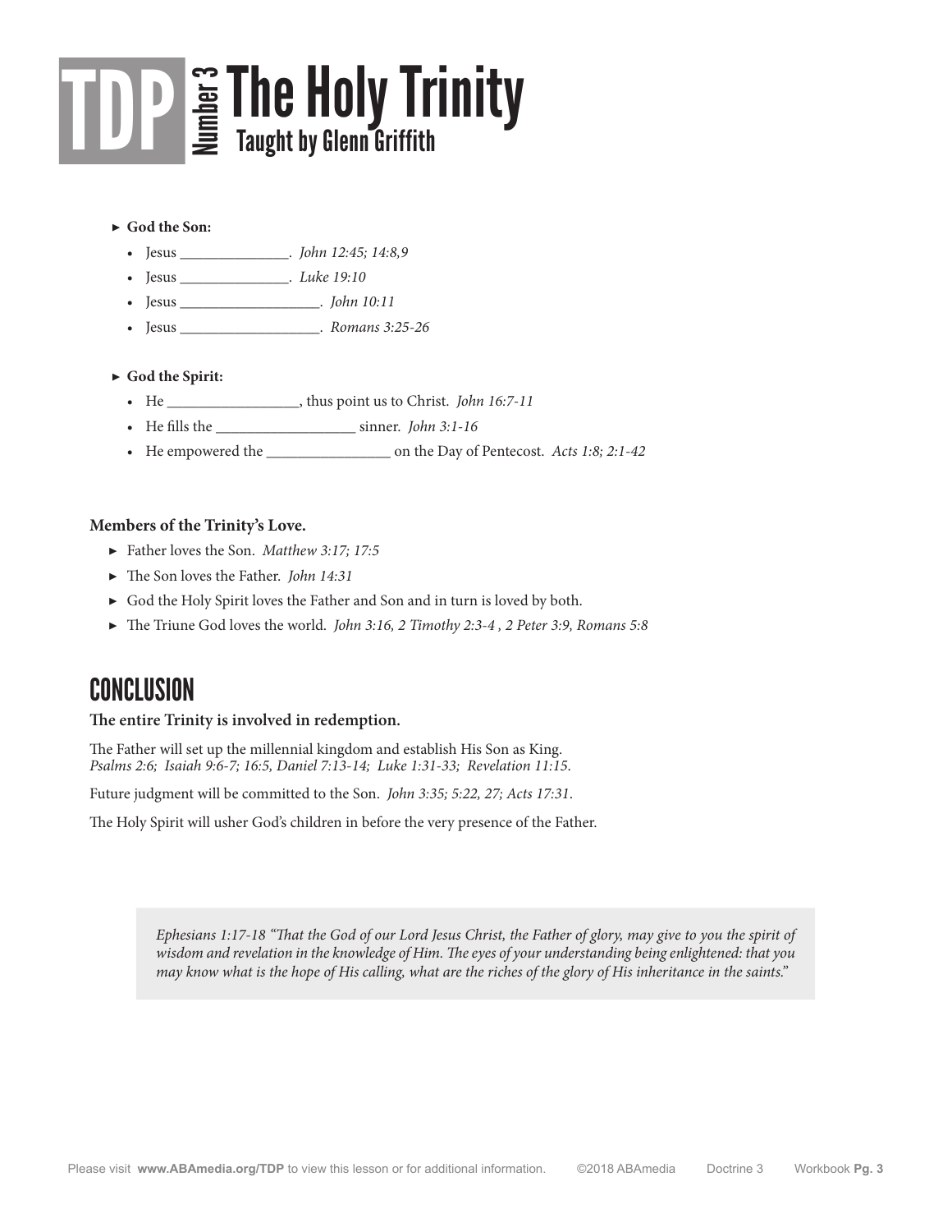# TDP Number 3 The Holy Trinity
## Taught by Glenn Griffith

- **God the Son:**
  - Jesus _______________. *John 12:45; 14:8,9*
  - Jesus _______________. *Luke 19:10*
  - Jesus ___________________. *John 10:11*
  - Jesus ___________________. *Romans 3:25-26*

- **God the Spirit:**
  - He __________________, thus point us to Christ. *John 16:7-11*
  - He fills the ___________________ sinner. *John 3:1-16*
  - He empowered the _________________ on the Day of Pentecost. *Acts 1:8; 2:1-42*

**Members of the Trinity's Love.**

- Father loves the Son. *Matthew 3:17; 17:5*
- The Son loves the Father. *John 14:31*
- God the Holy Spirit loves the Father and Son and in turn is loved by both.
- The Triune God loves the world. *John 3:16, 2 Timothy 2:3-4 , 2 Peter 3:9, Romans 5:8*

## CONCLUSION

**The entire Trinity is involved in redemption.**

The Father will set up the millennial kingdom and establish His Son as King.
*Psalms 2:6; Isaiah 9:6-7; 16:5, Daniel 7:13-14; Luke 1:31-33; Revelation 11:15.*

Future judgment will be committed to the Son. *John 3:35; 5:22, 27; Acts 17:31.*

The Holy Spirit will usher God's children in before the very presence of the Father.

> *Ephesians 1:17-18 "That the God of our Lord Jesus Christ, the Father of glory, may give to you the spirit of wisdom and revelation in the knowledge of Him. The eyes of your understanding being enlightened: that you may know what is the hope of His calling, what are the riches of the glory of His inheritance in the saints."*

Please visit **www.ABAmedia.org/TDP** to view this lesson or for additional information. ©2018 ABAmedia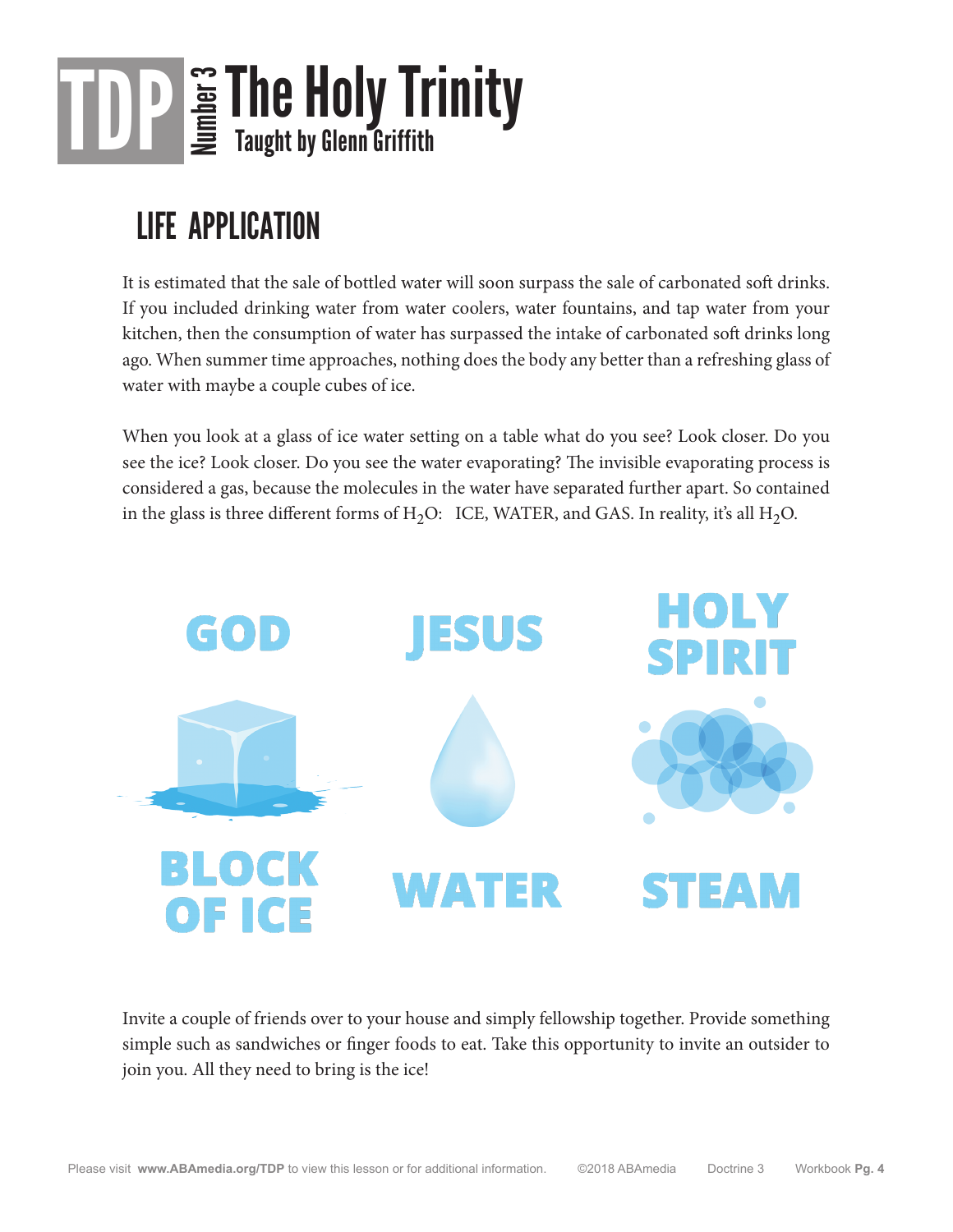# TDP Number 3 The Holy Trinity

Taught by Glenn Griffith

## LIFE APPLICATION

It is estimated that the sale of bottled water will soon surpass the sale of carbonated soft drinks. If you included drinking water from water coolers, water fountains, and tap water from your kitchen, then the consumption of water has surpassed the intake of carbonated soft drinks long ago. When summer time approaches, nothing does the body any better than a refreshing glass of water with maybe a couple cubes of ice.

When you look at a glass of ice water setting on a table what do you see? Look closer. Do you see the ice? Look closer. Do you see the water evaporating? The invisible evaporating process is considered a gas, because the molecules in the water have separated further apart. So contained in the glass is three different forms of $H_2O$: ICE, WATER, and GAS. In reality, it's all $H_2O$.

GOD

BLOCK OF ICE

JESUS

WATER

HOLY SPIRIT

STEAM

Invite a couple of friends over to your house and simply fellowship together. Provide something simple such as sandwiches or finger foods to eat. Take this opportunity to invite an outsider to join you. All they need to bring is the ice!